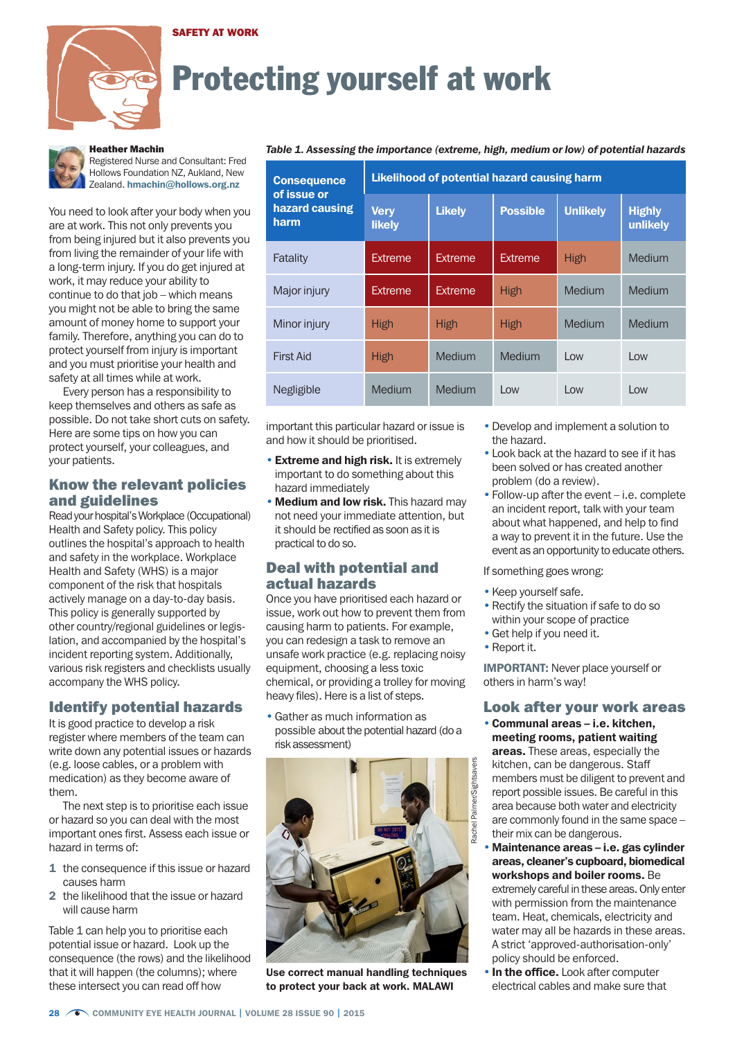SAFETY AT WORK

# Protecting yourself at work

**Heather Machin**
Registered Nurse and Consultant: Fred Hollows Foundation NZ, Aukland, New Zealand. **hmachin@hollows.org.nz**

You need to look after your body when you are at work. This not only prevents you from being injured but it also prevents you from living the remainder of your life with a long-term injury. If you do get injured at work, it may reduce your ability to continue to do that job – which means you might not be able to bring the same amount of money home to support your family. Therefore, anything you can do to protect yourself from injury is important and you must prioritise your health and safety at all times while at work.

Every person has a responsibility to keep themselves and others as safe as possible. Do not take short cuts on safety. Here are some tips on how you can protect yourself, your colleagues, and your patients.

## Know the relevant policies and guidelines

Read your hospital's Workplace (Occupational) Health and Safety policy. This policy outlines the hospital's approach to health and safety in the workplace. Workplace Health and Safety (WHS) is a major component of the risk that hospitals actively manage on a day-to-day basis. This policy is generally supported by other country/regional guidelines or legislation, and accompanied by the hospital's incident reporting system. Additionally, various risk registers and checklists usually accompany the WHS policy.

## Identify potential hazards

It is good practice to develop a risk register where members of the team can write down any potential issues or hazards (e.g. loose cables, or a problem with medication) as they become aware of them.

The next step is to prioritise each issue or hazard so you can deal with the most important ones first. Assess each issue or hazard in terms of:

1. the consequence if this issue or hazard causes harm
2. the likelihood that the issue or hazard will cause harm

Table 1 can help you to prioritise each potential issue or hazard. Look up the consequence (the rows) and the likelihood that it will happen (the columns); where these intersect you can read off how important this particular hazard or issue is and how it should be prioritised.

*Table 1. Assessing the importance (extreme, high, medium or low) of potential hazards*

| Consequence of issue or hazard causing harm | Likelihood of potential hazard causing harm | | | | |
|---|---|---|---|---|---|
| | Very likely | Likely | Possible | Unlikely | Highly unlikely |
| Fatality | Extreme | Extreme | Extreme | High | Medium |
| Major injury | Extreme | Extreme | High | Medium | Medium |
| Minor injury | High | High | High | Medium | Medium |
| First Aid | High | Medium | Medium | Low | Low |
| Negligible | Medium | Medium | Low | Low | Low |

- **Extreme and high risk.** It is extremely important to do something about this hazard immediately
- **Medium and low risk.** This hazard may not need your immediate attention, but it should be rectified as soon as it is practical to do so.

## Deal with potential and actual hazards

Once you have prioritised each hazard or issue, work out how to prevent them from causing harm to patients. For example, you can redesign a task to remove an unsafe work practice (e.g. replacing noisy equipment, choosing a less toxic chemical, or providing a trolley for moving heavy files). Here is a list of steps.

- Gather as much information as possible about the potential hazard (do a risk assessment)
- Develop and implement a solution to the hazard.
- Look back at the hazard to see if it has been solved or has created another problem (do a review).
- Follow-up after the event – i.e. complete an incident report, talk with your team about what happened, and help to find a way to prevent it in the future. Use the event as an opportunity to educate others.

Use correct manual handling techniques to protect your back at work. MALAWI

Rachel Palmer/Sightsavers

If something goes wrong:

- Keep yourself safe.
- Rectify the situation if safe to do so within your scope of practice
- Get help if you need it.
- Report it.

**IMPORTANT:** Never place yourself or others in harm's way!

## Look after your work areas

- **Communal areas – i.e. kitchen, meeting rooms, patient waiting areas.** These areas, especially the kitchen, can be dangerous. Staff members must be diligent to prevent and report possible issues. Be careful in this area because both water and electricity are commonly found in the same space – their mix can be dangerous.
- **Maintenance areas – i.e. gas cylinder areas, cleaner's cupboard, biomedical workshops and boiler rooms.** Be extremely careful in these areas. Only enter with permission from the maintenance team. Heat, chemicals, electricity and water may all be hazards in these areas. A strict 'approved-authorisation-only' policy should be enforced.
- **In the office.** Look after computer electrical cables and make sure that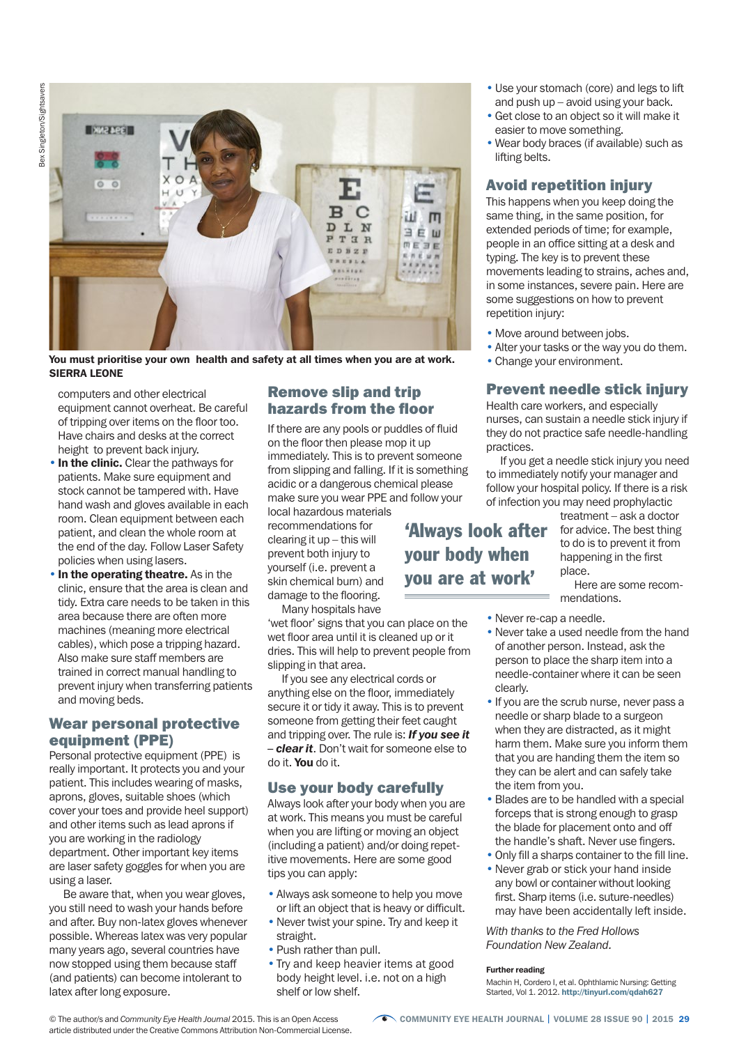You must prioritise your own health and safety at all times when you are at work. **SIERRA LEONE**

computers and other electrical equipment cannot overheat. Be careful of tripping over items on the floor too. Have chairs and desks at the correct height to prevent back injury.

- **In the clinic.** Clear the pathways for patients. Make sure equipment and stock cannot be tampered with. Have hand wash and gloves available in each room. Clean equipment between each patient, and clean the whole room at the end of the day. Follow Laser Safety policies when using lasers.
- **In the operating theatre.** As in the clinic, ensure that the area is clean and tidy. Extra care needs to be taken in this area because there are often more machines (meaning more electrical cables), which pose a tripping hazard. Also make sure staff members are trained in correct manual handling to prevent injury when transferring patients and moving beds.

## Wear personal protective equipment (PPE)

Personal protective equipment (PPE) is really important. It protects you and your patient. This includes wearing of masks, aprons, gloves, suitable shoes (which cover your toes and provide heel support) and other items such as lead aprons if you are working in the radiology department. Other important key items are laser safety goggles for when you are using a laser.

Be aware that, when you wear gloves, you still need to wash your hands before and after. Buy non-latex gloves whenever possible. Whereas latex was very popular many years ago, several countries have now stopped using them because staff (and patients) can become intolerant to latex after long exposure.

## Remove slip and trip hazards from the floor

If there are any pools or puddles of fluid on the floor then please mop it up immediately. This is to prevent someone from slipping and falling. If it is something acidic or a dangerous chemical please make sure you wear PPE and follow your local hazardous materials recommendations for clearing it up – this will prevent both injury to yourself (i.e. prevent a skin chemical burn) and damage to the flooring.

Many hospitals have 'wet floor' signs that you can place on the wet floor area until it is cleaned up or it dries. This will help to prevent people from slipping in that area.

If you see any electrical cords or anything else on the floor, immediately secure it or tidy it away. This is to prevent someone from getting their feet caught and tripping over. The rule is: ***If you see it*** – ***clear it***. Don't wait for someone else to do it. **You** do it.

## Use your body carefully

Always look after your body when you are at work. This means you must be careful when you are lifting or moving an object (including a patient) and/or doing repetitive movements. Here are some good tips you can apply:

- Always ask someone to help you move or lift an object that is heavy or difficult.
- Never twist your spine. Try and keep it straight.
- Push rather than pull.
- Try and keep heavier items at good body height level. i.e. not on a high shelf or low shelf.
- Use your stomach (core) and legs to lift and push up – avoid using your back.
- Get close to an object so it will make it easier to move something.
- Wear body braces (if available) such as lifting belts.

> 'Always look after your body when you are at work'

## Avoid repetition injury

This happens when you keep doing the same thing, in the same position, for extended periods of time; for example, people in an office sitting at a desk and typing. The key is to prevent these movements leading to strains, aches and, in some instances, severe pain. Here are some suggestions on how to prevent repetition injury:

- Move around between jobs.
- Alter your tasks or the way you do them.
- Change your environment.

## Prevent needle stick injury

Health care workers, and especially nurses, can sustain a needle stick injury if they do not practice safe needle-handling practices.

If you get a needle stick injury you need to immediately notify your manager and follow your hospital policy. If there is a risk of infection you may need prophylactic treatment – ask a doctor for advice. The best thing to do is to prevent it from happening in the first place.

Here are some recommendations.

- Never re-cap a needle.
- Never take a used needle from the hand of another person. Instead, ask the person to place the sharp item into a needle-container where it can be seen clearly.
- If you are the scrub nurse, never pass a needle or sharp blade to a surgeon when they are distracted, as it might harm them. Make sure you inform them that you are handing them the item so they can be alert and can safely take the item from you.
- Blades are to be handled with a special forceps that is strong enough to grasp the blade for placement onto and off the handle's shaft. Never use fingers.
- Only fill a sharps container to the fill line.
- Never grab or stick your hand inside any bowl or container without looking first. Sharp items (i.e. suture-needles) may have been accidentally left inside.

*With thanks to the Fred Hollows Foundation New Zealand.*

**Further reading**

Machin H, Cordero I, et al. Ophthlamic Nursing: Getting Started, Vol 1. 2012. http://tinyurl.com/qdah627

© The author/s and *Community Eye Health Journal* 2015. This is an Open Access article distributed under the Creative Commons Attribution Non-Commercial License.